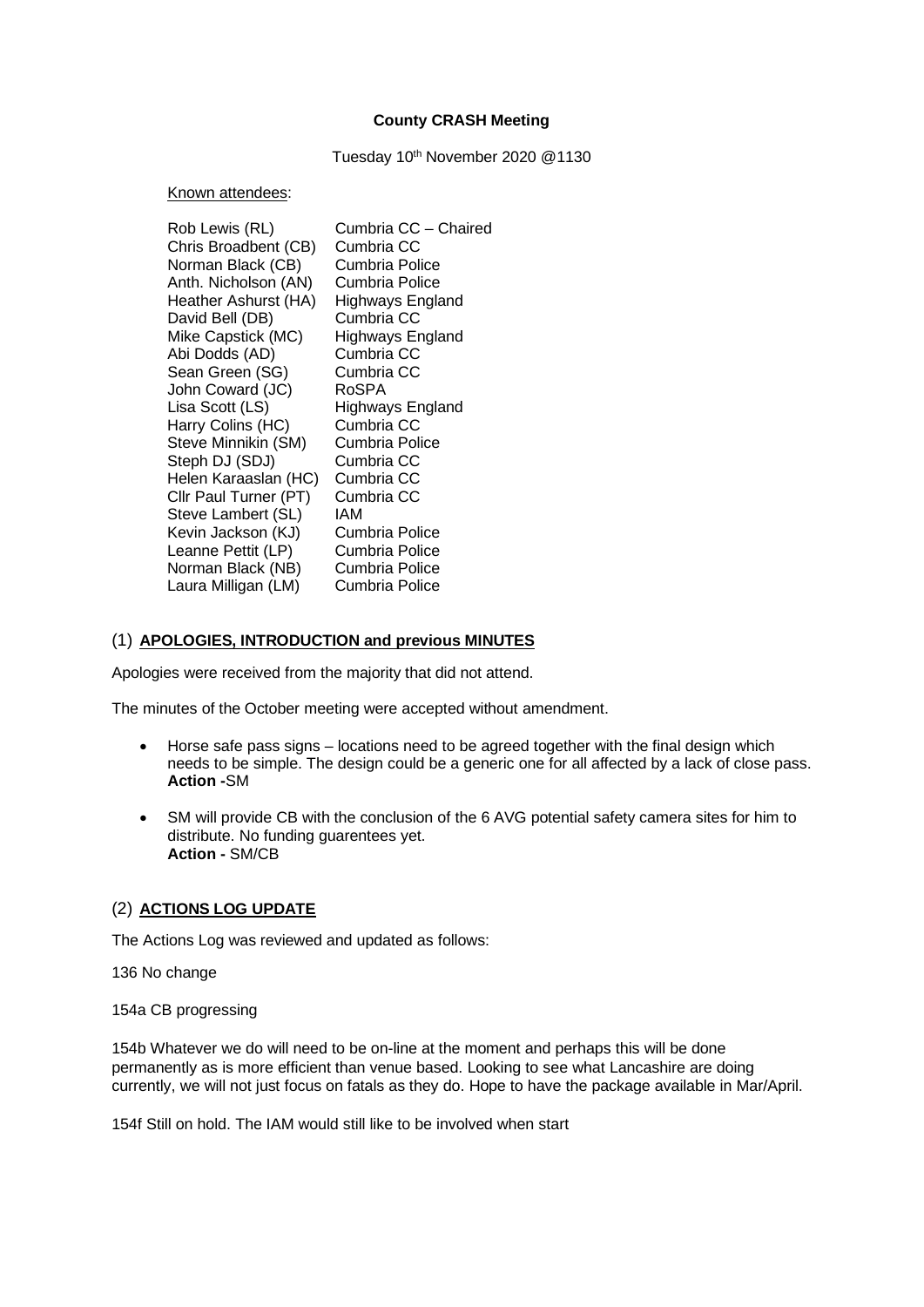**County CRASH Meeting**

Tuesday 10th November 2020 @1130

Known attendees:

| | |
|---|---|
| Rob Lewis (RL) | Cumbria CC – Chaired |
| Chris Broadbent (CB) | Cumbria CC |
| Norman Black (CB) | Cumbria Police |
| Anth. Nicholson (AN) | Cumbria Police |
| Heather Ashurst (HA) | Highways England |
| David Bell (DB) | Cumbria CC |
| Mike Capstick (MC) | Highways England |
| Abi Dodds (AD) | Cumbria CC |
| Sean Green (SG) | Cumbria CC |
| John Coward (JC) | RoSPA |
| Lisa Scott (LS) | Highways England |
| Harry Colins (HC) | Cumbria CC |
| Steve Minnikin (SM) | Cumbria Police |
| Steph DJ (SDJ) | Cumbria CC |
| Helen Karaaslan (HC) | Cumbria CC |
| Cllr Paul Turner (PT) | Cumbria CC |
| Steve Lambert (SL) | IAM |
| Kevin Jackson (KJ) | Cumbria Police |
| Leanne Pettit (LP) | Cumbria Police |
| Norman Black (NB) | Cumbria Police |
| Laura Milligan (LM) | Cumbria Police |

## (1) APOLOGIES, INTRODUCTION and previous MINUTES

Apologies were received from the majority that did not attend.

The minutes of the October meeting were accepted without amendment.

- Horse safe pass signs – locations need to be agreed together with the final design which needs to be simple. The design could be a generic one for all affected by a lack of close pass.
  **Action -**SM

- SM will provide CB with the conclusion of the 6 AVG potential safety camera sites for him to distribute. No funding guarentees yet.
  **Action -** SM/CB

## (2) ACTIONS LOG UPDATE

The Actions Log was reviewed and updated as follows:

136 No change

154a CB progressing

154b Whatever we do will need to be on-line at the moment and perhaps this will be done permanently as is more efficient than venue based. Looking to see what Lancashire are doing currently, we will not just focus on fatals as they do. Hope to have the package available in Mar/April.

154f Still on hold. The IAM would still like to be involved when start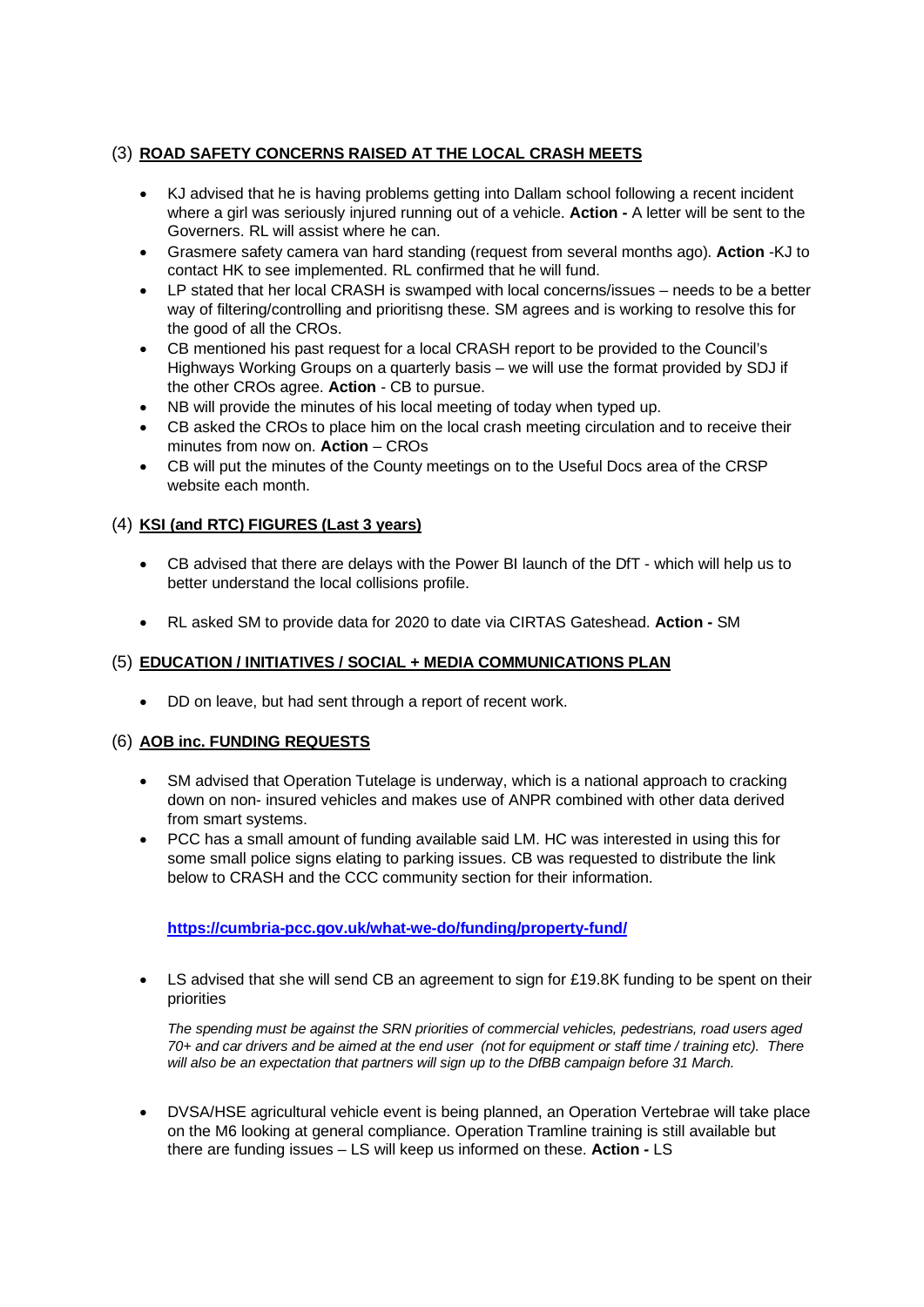## (3) ROAD SAFETY CONCERNS RAISED AT THE LOCAL CRASH MEETS

- KJ advised that he is having problems getting into Dallam school following a recent incident where a girl was seriously injured running out of a vehicle. **Action -** A letter will be sent to the Governers. RL will assist where he can.
- Grasmere safety camera van hard standing (request from several months ago). **Action** -KJ to contact HK to see implemented. RL confirmed that he will fund.
- LP stated that her local CRASH is swamped with local concerns/issues – needs to be a better way of filtering/controlling and prioritisng these. SM agrees and is working to resolve this for the good of all the CROs.
- CB mentioned his past request for a local CRASH report to be provided to the Council's Highways Working Groups on a quarterly basis – we will use the format provided by SDJ if the other CROs agree. **Action** - CB to pursue.
- NB will provide the minutes of his local meeting of today when typed up.
- CB asked the CROs to place him on the local crash meeting circulation and to receive their minutes from now on. **Action** – CROs
- CB will put the minutes of the County meetings on to the Useful Docs area of the CRSP website each month.

## (4) KSI (and RTC) FIGURES (Last 3 years)

- CB advised that there are delays with the Power BI launch of the DfT - which will help us to better understand the local collisions profile.
- RL asked SM to provide data for 2020 to date via CIRTAS Gateshead. **Action -** SM

## (5) EDUCATION / INITIATIVES / SOCIAL + MEDIA COMMUNICATIONS PLAN

- DD on leave, but had sent through a report of recent work.

## (6) AOB inc. FUNDING REQUESTS

- SM advised that Operation Tutelage is underway, which is a national approach to cracking down on non- insured vehicles and makes use of ANPR combined with other data derived from smart systems.
- PCC has a small amount of funding available said LM. HC was interested in using this for some small police signs elating to parking issues. CB was requested to distribute the link below to CRASH and the CCC community section for their information.

  **https://cumbria-pcc.gov.uk/what-we-do/funding/property-fund/**

- LS advised that she will send CB an agreement to sign for £19.8K funding to be spent on their priorities

  *The spending must be against the SRN priorities of commercial vehicles, pedestrians, road users aged 70+ and car drivers and be aimed at the end user (not for equipment or staff time / training etc). There will also be an expectation that partners will sign up to the DfBB campaign before 31 March.*

- DVSA/HSE agricultural vehicle event is being planned, an Operation Vertebrae will take place on the M6 looking at general compliance. Operation Tramline training is still available but there are funding issues – LS will keep us informed on these. **Action -** LS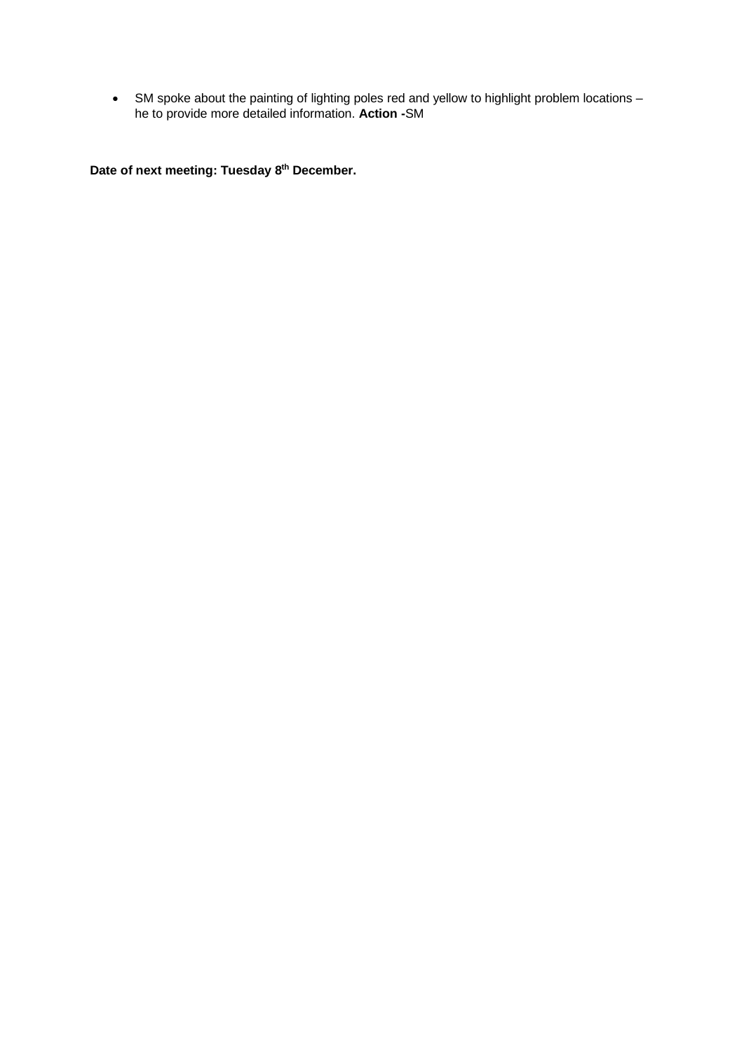- SM spoke about the painting of lighting poles red and yellow to highlight problem locations – he to provide more detailed information. **Action -**SM

**Date of next meeting: Tuesday 8th December.**